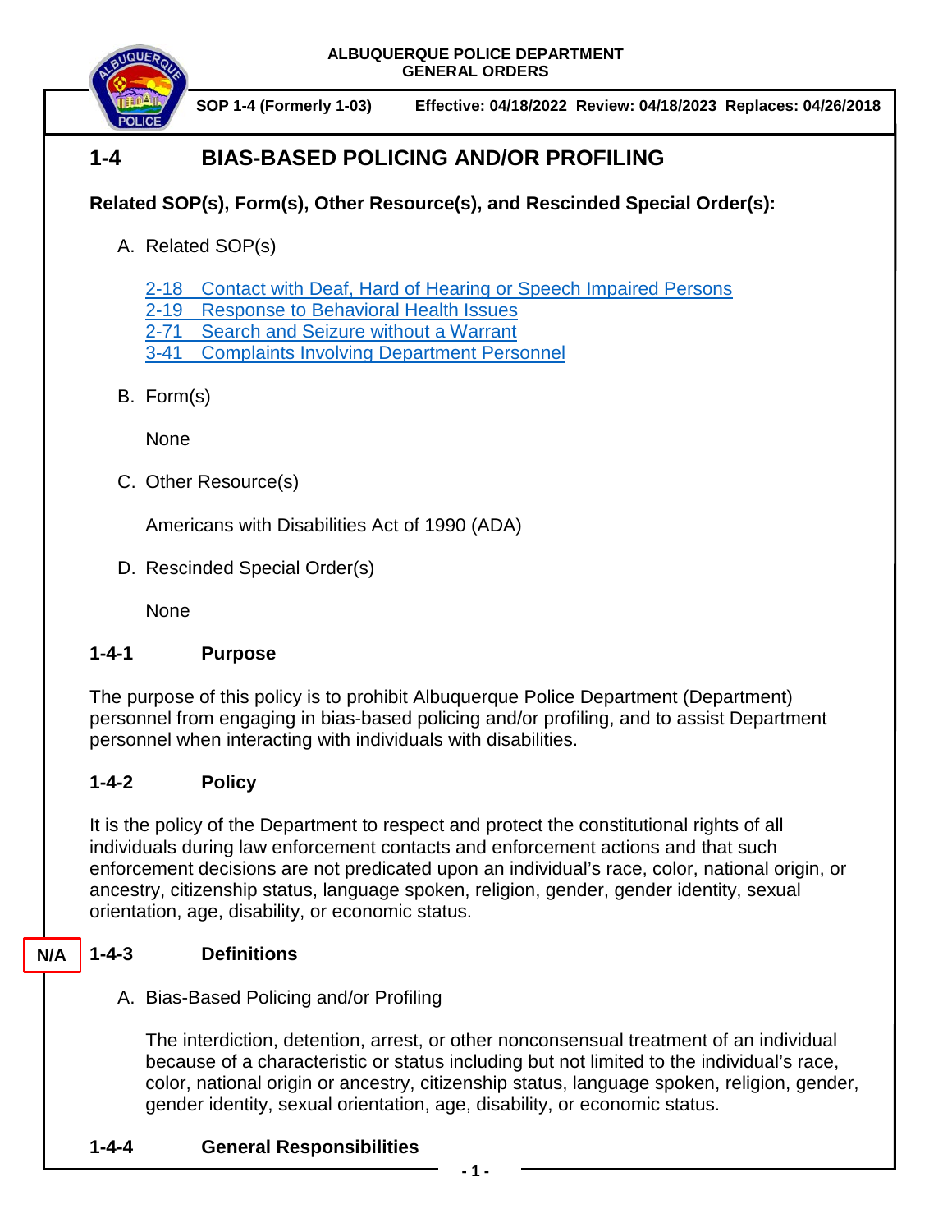ALBUQUERQUE POLICE DEPARTMENT
GENERAL ORDERS

SOP 1-4 (Formerly 1-03) Effective: 04/18/2022 Review: 04/18/2023 Replaces: 04/26/2018

# 1-4 BIAS-BASED POLICING AND/OR PROFILING

**Related SOP(s), Form(s), Other Resource(s), and Rescinded Special Order(s):**

A. Related SOP(s)

2-18 Contact with Deaf, Hard of Hearing or Speech Impaired Persons
2-19 Response to Behavioral Health Issues
2-71 Search and Seizure without a Warrant
3-41 Complaints Involving Department Personnel

B. Form(s)

None

C. Other Resource(s)

Americans with Disabilities Act of 1990 (ADA)

D. Rescinded Special Order(s)

None

## 1-4-1 Purpose

The purpose of this policy is to prohibit Albuquerque Police Department (Department) personnel from engaging in bias-based policing and/or profiling, and to assist Department personnel when interacting with individuals with disabilities.

## 1-4-2 Policy

It is the policy of the Department to respect and protect the constitutional rights of all individuals during law enforcement contacts and enforcement actions and that such enforcement decisions are not predicated upon an individual's race, color, national origin, or ancestry, citizenship status, language spoken, religion, gender, gender identity, sexual orientation, age, disability, or economic status.

## N/A 1-4-3 Definitions

A. Bias-Based Policing and/or Profiling

The interdiction, detention, arrest, or other nonconsensual treatment of an individual because of a characteristic or status including but not limited to the individual's race, color, national origin or ancestry, citizenship status, language spoken, religion, gender, gender identity, sexual orientation, age, disability, or economic status.

## 1-4-4 General Responsibilities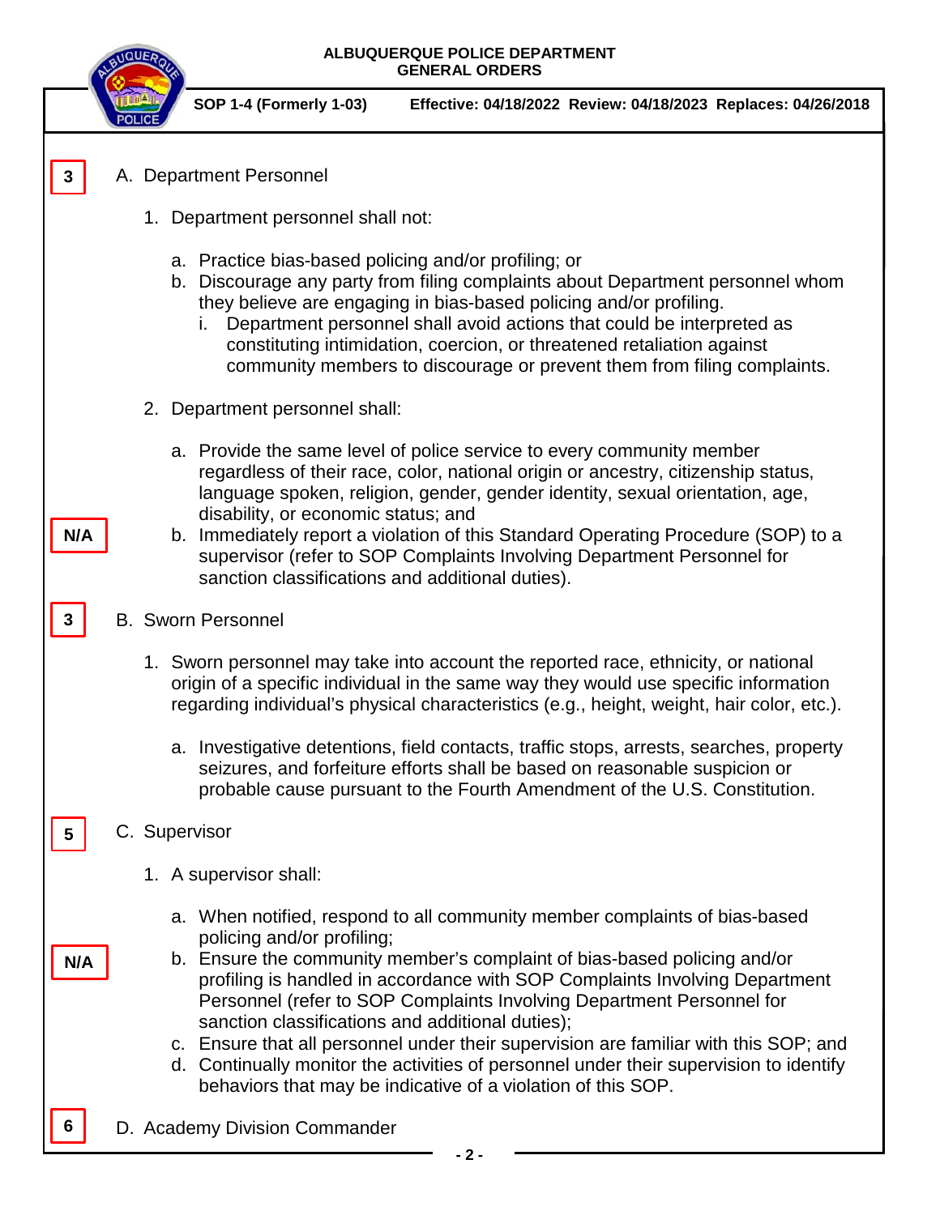3

A. Department Personnel

1. Department personnel shall not:

   a. Practice bias-based policing and/or profiling; or
   b. Discourage any party from filing complaints about Department personnel whom they believe are engaging in bias-based policing and/or profiling.
      i. Department personnel shall avoid actions that could be interpreted as constituting intimidation, coercion, or threatened retaliation against community members to discourage or prevent them from filing complaints.

2. Department personnel shall:

   a. Provide the same level of police service to every community member regardless of their race, color, national origin or ancestry, citizenship status, language spoken, religion, gender, gender identity, sexual orientation, age, disability, or economic status; and

N/A

   b. Immediately report a violation of this Standard Operating Procedure (SOP) to a supervisor (refer to SOP Complaints Involving Department Personnel for sanction classifications and additional duties).

3

B. Sworn Personnel

1. Sworn personnel may take into account the reported race, ethnicity, or national origin of a specific individual in the same way they would use specific information regarding individual's physical characteristics (e.g., height, weight, hair color, etc.).

   a. Investigative detentions, field contacts, traffic stops, arrests, searches, property seizures, and forfeiture efforts shall be based on reasonable suspicion or probable cause pursuant to the Fourth Amendment of the U.S. Constitution.

5

C. Supervisor

1. A supervisor shall:

   a. When notified, respond to all community member complaints of bias-based policing and/or profiling;

N/A

   b. Ensure the community member's complaint of bias-based policing and/or profiling is handled in accordance with SOP Complaints Involving Department Personnel (refer to SOP Complaints Involving Department Personnel for sanction classifications and additional duties);
   c. Ensure that all personnel under their supervision are familiar with this SOP; and
   d. Continually monitor the activities of personnel under their supervision to identify behaviors that may be indicative of a violation of this SOP.

6

D. Academy Division Commander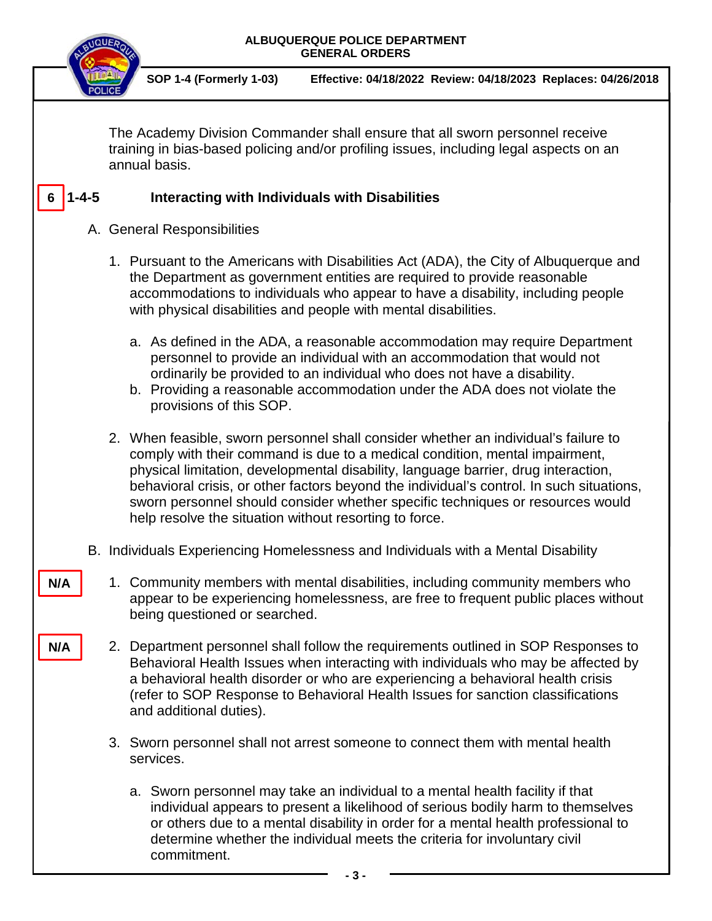The Academy Division Commander shall ensure that all sworn personnel receive training in bias-based policing and/or profiling issues, including legal aspects on an annual basis.

## 6 1-4-5 Interacting with Individuals with Disabilities

A. General Responsibilities

1. Pursuant to the Americans with Disabilities Act (ADA), the City of Albuquerque and the Department as government entities are required to provide reasonable accommodations to individuals who appear to have a disability, including people with physical disabilities and people with mental disabilities.

   a. As defined in the ADA, a reasonable accommodation may require Department personnel to provide an individual with an accommodation that would not ordinarily be provided to an individual who does not have a disability.
   b. Providing a reasonable accommodation under the ADA does not violate the provisions of this SOP.

2. When feasible, sworn personnel shall consider whether an individual's failure to comply with their command is due to a medical condition, mental impairment, physical limitation, developmental disability, language barrier, drug interaction, behavioral crisis, or other factors beyond the individual's control. In such situations, sworn personnel should consider whether specific techniques or resources would help resolve the situation without resorting to force.

B. Individuals Experiencing Homelessness and Individuals with a Mental Disability

N/A

1. Community members with mental disabilities, including community members who appear to be experiencing homelessness, are free to frequent public places without being questioned or searched.

N/A

2. Department personnel shall follow the requirements outlined in SOP Responses to Behavioral Health Issues when interacting with individuals who may be affected by a behavioral health disorder or who are experiencing a behavioral health crisis (refer to SOP Response to Behavioral Health Issues for sanction classifications and additional duties).

3. Sworn personnel shall not arrest someone to connect them with mental health services.

   a. Sworn personnel may take an individual to a mental health facility if that individual appears to present a likelihood of serious bodily harm to themselves or others due to a mental disability in order for a mental health professional to determine whether the individual meets the criteria for involuntary civil commitment.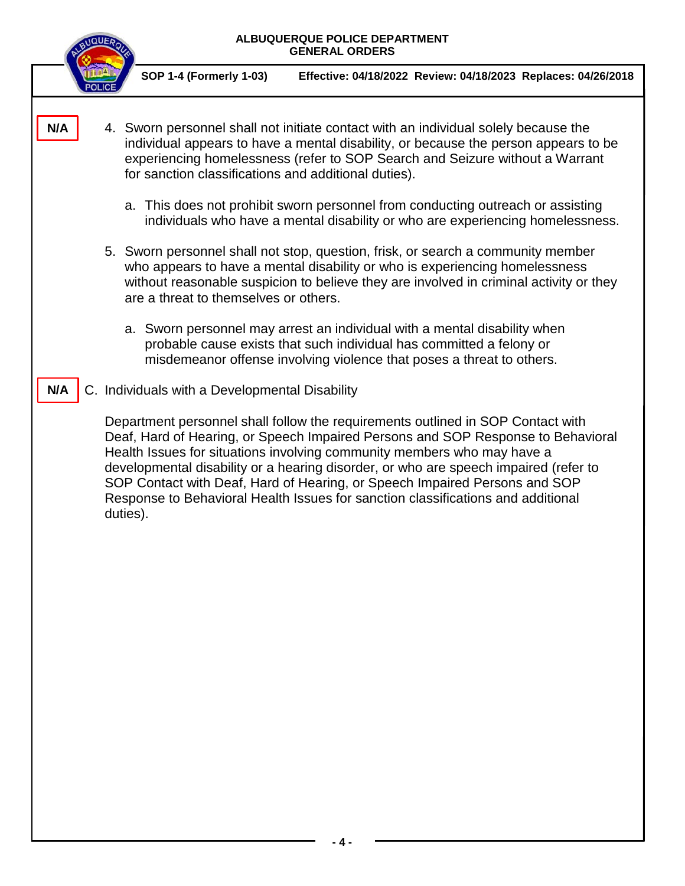**N/A**

4. Sworn personnel shall not initiate contact with an individual solely because the individual appears to have a mental disability, or because the person appears to be experiencing homelessness (refer to SOP Search and Seizure without a Warrant for sanction classifications and additional duties).

   a. This does not prohibit sworn personnel from conducting outreach or assisting individuals who have a mental disability or who are experiencing homelessness.

5. Sworn personnel shall not stop, question, frisk, or search a community member who appears to have a mental disability or who is experiencing homelessness without reasonable suspicion to believe they are involved in criminal activity or they are a threat to themselves or others.

   a. Sworn personnel may arrest an individual with a mental disability when probable cause exists that such individual has committed a felony or misdemeanor offense involving violence that poses a threat to others.

**N/A**

C. Individuals with a Developmental Disability

Department personnel shall follow the requirements outlined in SOP Contact with Deaf, Hard of Hearing, or Speech Impaired Persons and SOP Response to Behavioral Health Issues for situations involving community members who may have a developmental disability or a hearing disorder, or who are speech impaired (refer to SOP Contact with Deaf, Hard of Hearing, or Speech Impaired Persons and SOP Response to Behavioral Health Issues for sanction classifications and additional duties).